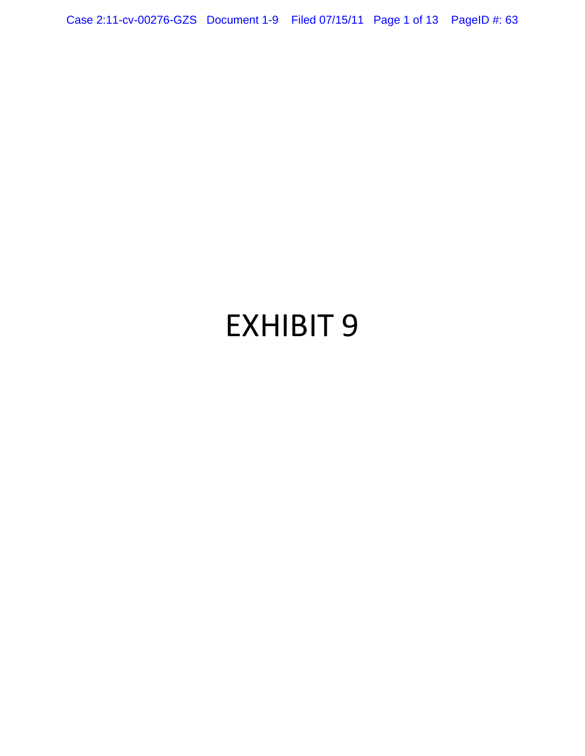# EXHIBIT 9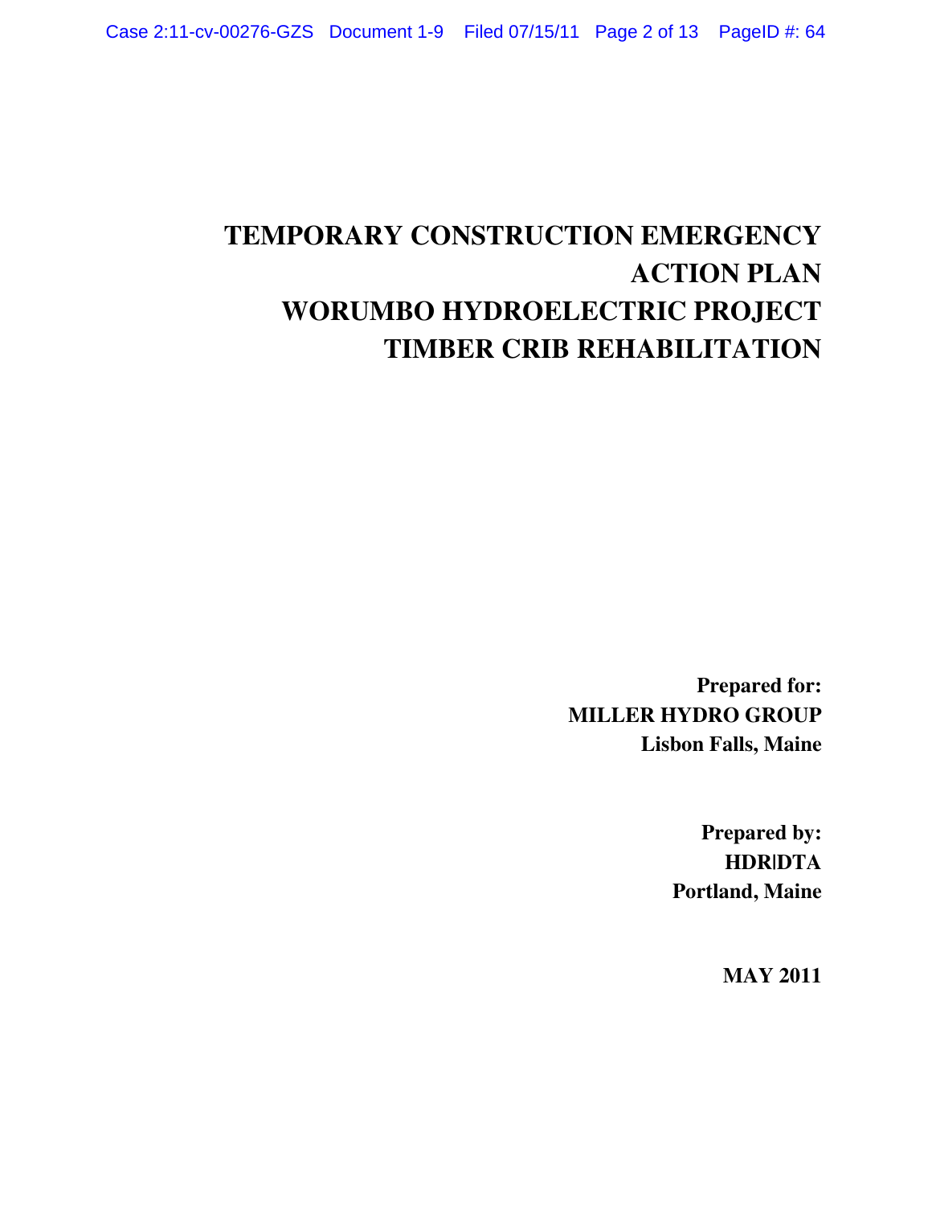# TEMPORARY CONSTRUCTION EMERGENCY ACTION PLAN
# WORUMBO HYDROELECTRIC PROJECT
# TIMBER CRIB REHABILITATION

**Prepared for:**
**MILLER HYDRO GROUP**
**Lisbon Falls, Maine**

**Prepared by:**
**HDR|DTA**
**Portland, Maine**

**MAY 2011**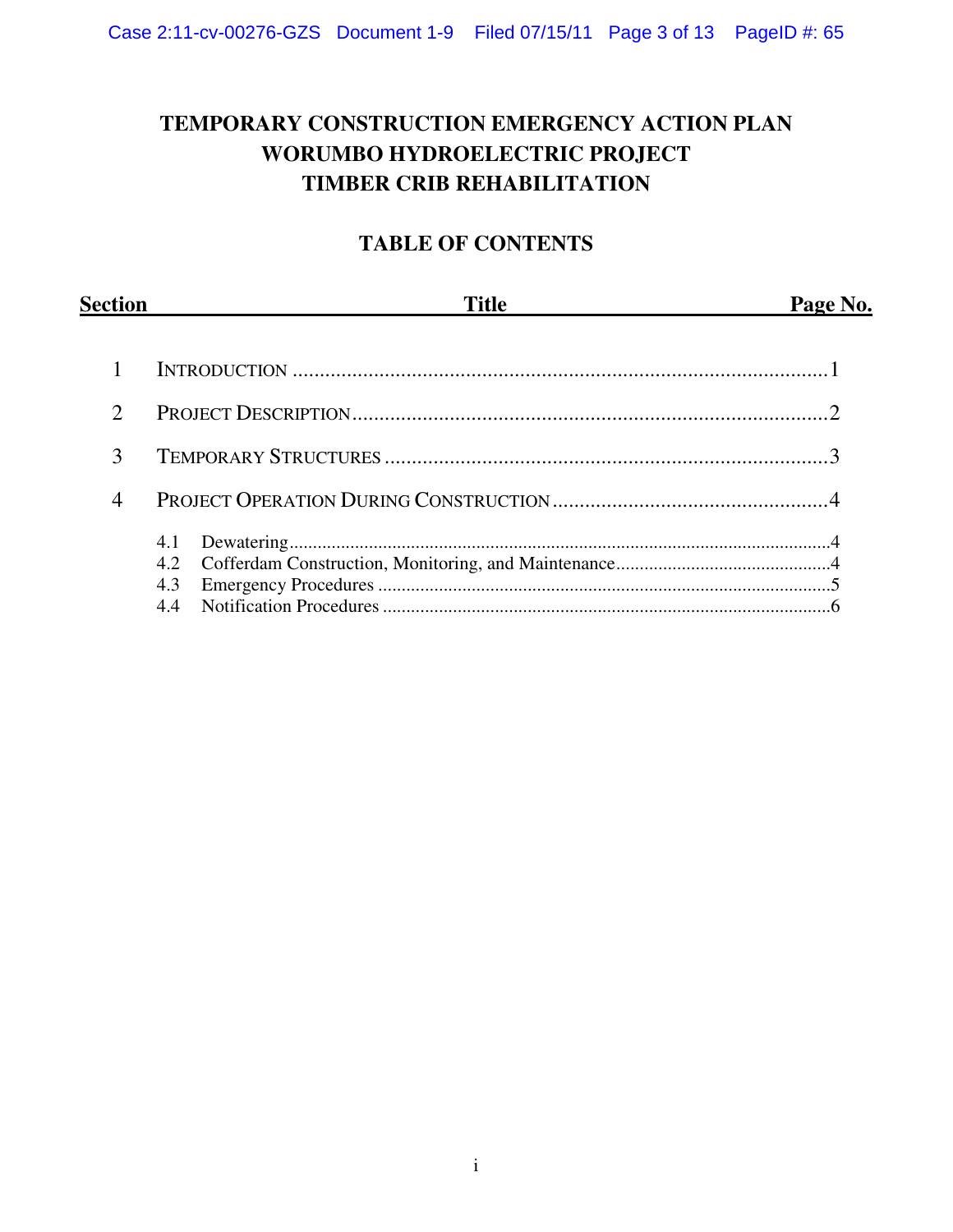# TEMPORARY CONSTRUCTION EMERGENCY ACTION PLAN
# WORUMBO HYDROELECTRIC PROJECT
# TIMBER CRIB REHABILITATION

## TABLE OF CONTENTS

| Section | Title | Page No. |
|---|---|---|
| 1 | INTRODUCTION | 1 |
| 2 | PROJECT DESCRIPTION | 2 |
| 3 | TEMPORARY STRUCTURES | 3 |
| 4 | PROJECT OPERATION DURING CONSTRUCTION | 4 |
| | 4.1 Dewatering | 4 |
| | 4.2 Cofferdam Construction, Monitoring, and Maintenance | 4 |
| | 4.3 Emergency Procedures | 5 |
| | 4.4 Notification Procedures | 6 |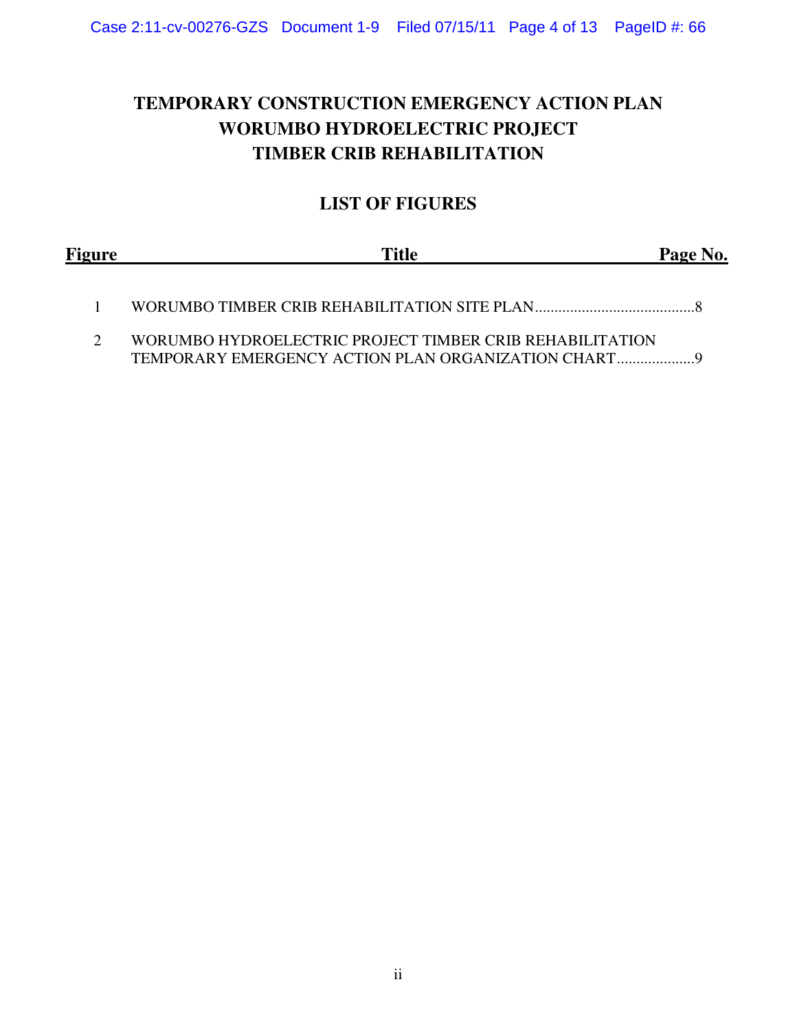# TEMPORARY CONSTRUCTION EMERGENCY ACTION PLAN
# WORUMBO HYDROELECTRIC PROJECT
# TIMBER CRIB REHABILITATION

## LIST OF FIGURES

| Figure | Title | Page No. |
|---|---|---|
| 1 | WORUMBO TIMBER CRIB REHABILITATION SITE PLAN | 8 |
| 2 | WORUMBO HYDROELECTRIC PROJECT TIMBER CRIB REHABILITATION TEMPORARY EMERGENCY ACTION PLAN ORGANIZATION CHART | 9 |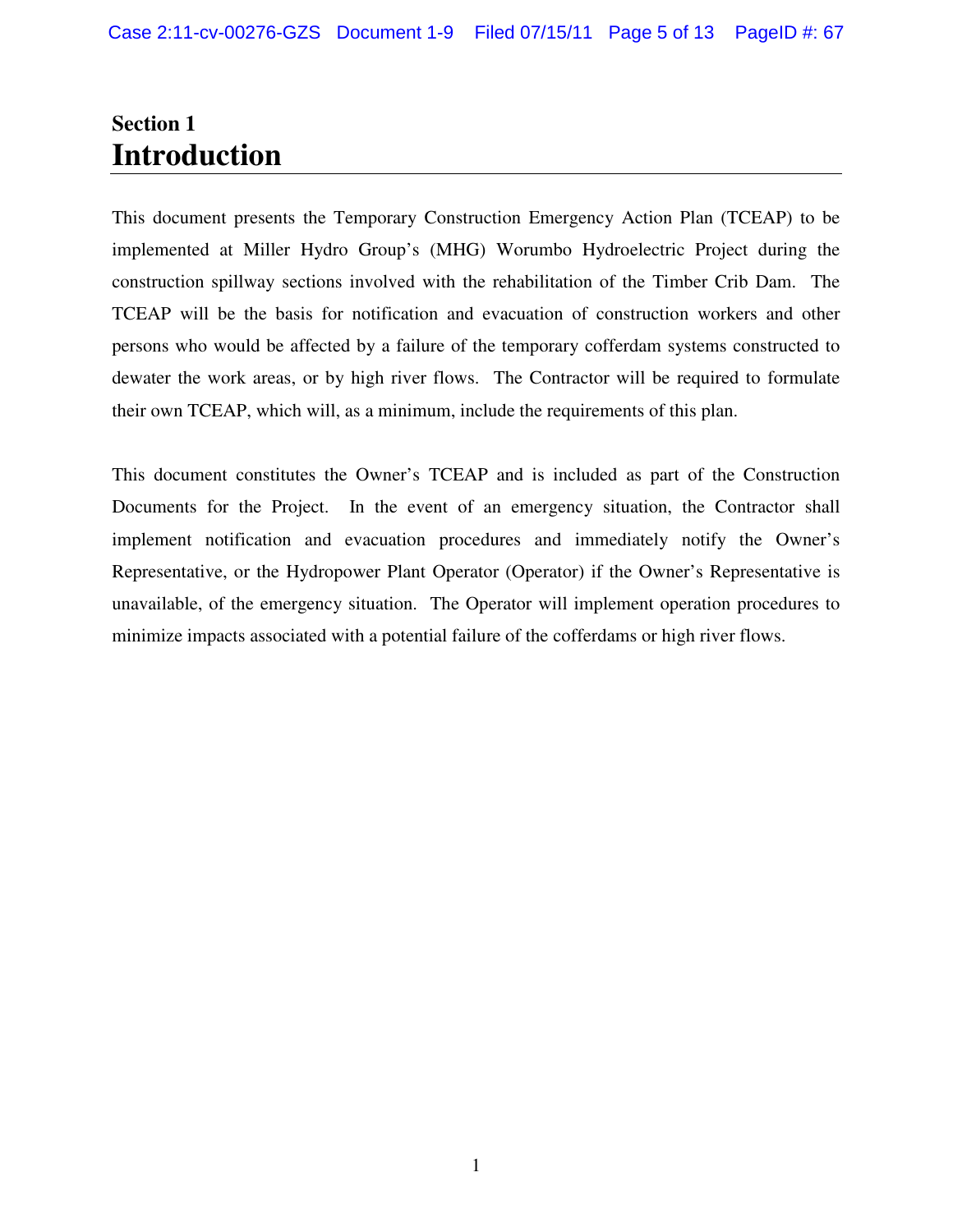# Section 1
# Introduction

This document presents the Temporary Construction Emergency Action Plan (TCEAP) to be implemented at Miller Hydro Group's (MHG) Worumbo Hydroelectric Project during the construction spillway sections involved with the rehabilitation of the Timber Crib Dam. The TCEAP will be the basis for notification and evacuation of construction workers and other persons who would be affected by a failure of the temporary cofferdam systems constructed to dewater the work areas, or by high river flows. The Contractor will be required to formulate their own TCEAP, which will, as a minimum, include the requirements of this plan.

This document constitutes the Owner's TCEAP and is included as part of the Construction Documents for the Project. In the event of an emergency situation, the Contractor shall implement notification and evacuation procedures and immediately notify the Owner's Representative, or the Hydropower Plant Operator (Operator) if the Owner's Representative is unavailable, of the emergency situation. The Operator will implement operation procedures to minimize impacts associated with a potential failure of the cofferdams or high river flows.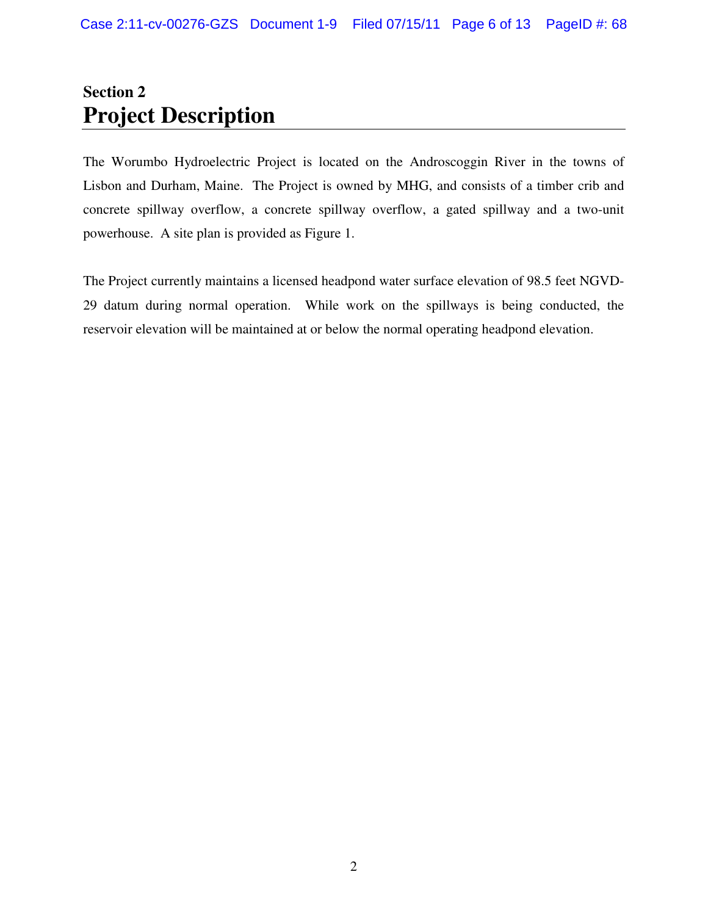## Section 2
# Project Description

The Worumbo Hydroelectric Project is located on the Androscoggin River in the towns of Lisbon and Durham, Maine. The Project is owned by MHG, and consists of a timber crib and concrete spillway overflow, a concrete spillway overflow, a gated spillway and a two-unit powerhouse. A site plan is provided as Figure 1.

The Project currently maintains a licensed headpond water surface elevation of 98.5 feet NGVD-29 datum during normal operation. While work on the spillways is being conducted, the reservoir elevation will be maintained at or below the normal operating headpond elevation.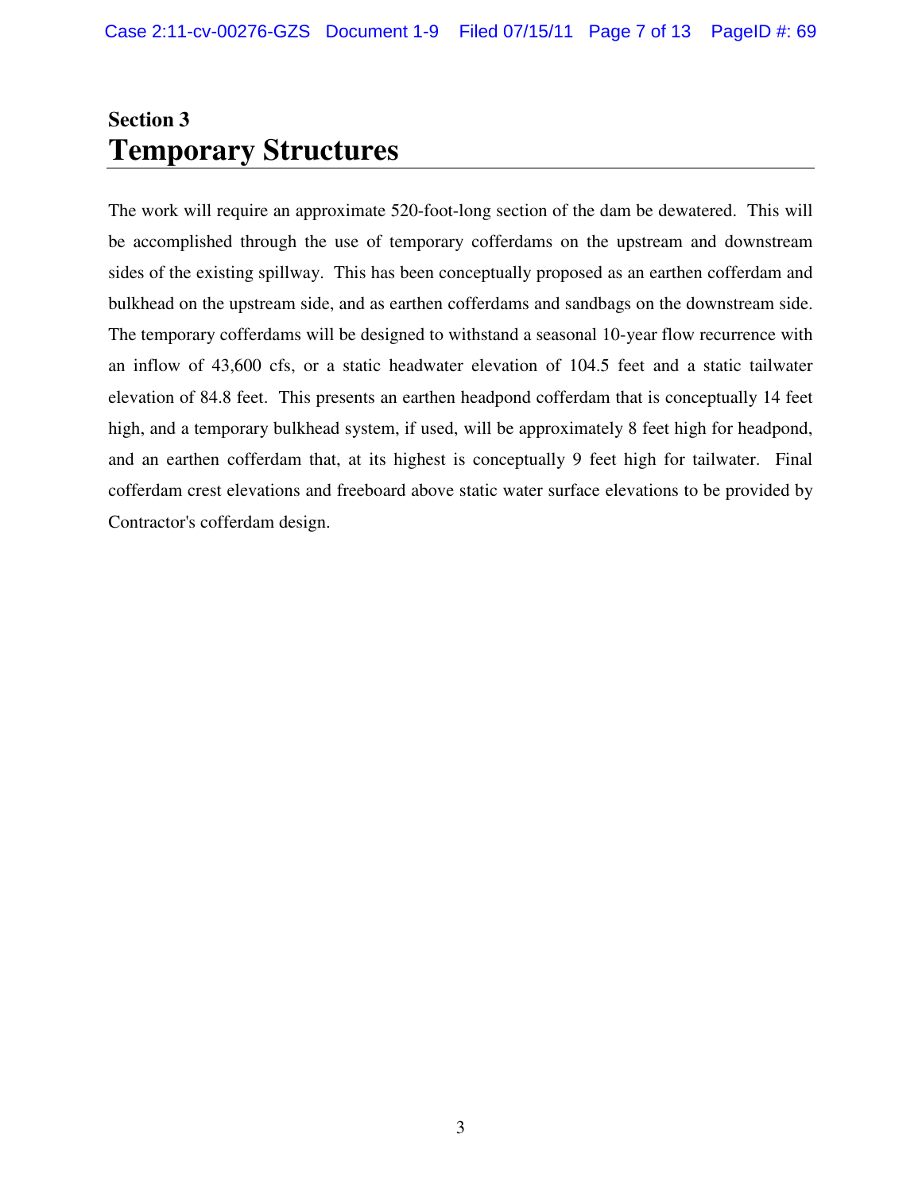## Section 3

# Temporary Structures

The work will require an approximate 520-foot-long section of the dam be dewatered. This will be accomplished through the use of temporary cofferdams on the upstream and downstream sides of the existing spillway. This has been conceptually proposed as an earthen cofferdam and bulkhead on the upstream side, and as earthen cofferdams and sandbags on the downstream side. The temporary cofferdams will be designed to withstand a seasonal 10-year flow recurrence with an inflow of 43,600 cfs, or a static headwater elevation of 104.5 feet and a static tailwater elevation of 84.8 feet. This presents an earthen headpond cofferdam that is conceptually 14 feet high, and a temporary bulkhead system, if used, will be approximately 8 feet high for headpond, and an earthen cofferdam that, at its highest is conceptually 9 feet high for tailwater. Final cofferdam crest elevations and freeboard above static water surface elevations to be provided by Contractor's cofferdam design.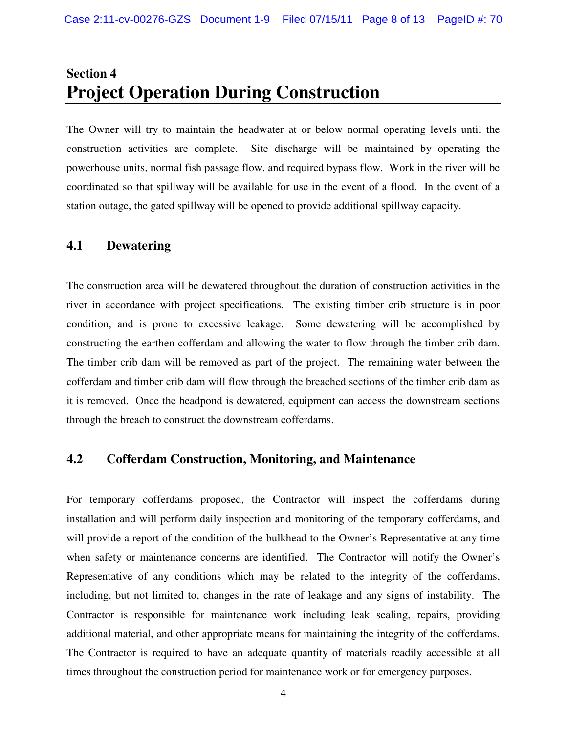# Section 4
# Project Operation During Construction

The Owner will try to maintain the headwater at or below normal operating levels until the construction activities are complete. Site discharge will be maintained by operating the powerhouse units, normal fish passage flow, and required bypass flow. Work in the river will be coordinated so that spillway will be available for use in the event of a flood. In the event of a station outage, the gated spillway will be opened to provide additional spillway capacity.

## 4.1 Dewatering

The construction area will be dewatered throughout the duration of construction activities in the river in accordance with project specifications. The existing timber crib structure is in poor condition, and is prone to excessive leakage. Some dewatering will be accomplished by constructing the earthen cofferdam and allowing the water to flow through the timber crib dam. The timber crib dam will be removed as part of the project. The remaining water between the cofferdam and timber crib dam will flow through the breached sections of the timber crib dam as it is removed. Once the headpond is dewatered, equipment can access the downstream sections through the breach to construct the downstream cofferdams.

## 4.2 Cofferdam Construction, Monitoring, and Maintenance

For temporary cofferdams proposed, the Contractor will inspect the cofferdams during installation and will perform daily inspection and monitoring of the temporary cofferdams, and will provide a report of the condition of the bulkhead to the Owner's Representative at any time when safety or maintenance concerns are identified. The Contractor will notify the Owner's Representative of any conditions which may be related to the integrity of the cofferdams, including, but not limited to, changes in the rate of leakage and any signs of instability. The Contractor is responsible for maintenance work including leak sealing, repairs, providing additional material, and other appropriate means for maintaining the integrity of the cofferdams. The Contractor is required to have an adequate quantity of materials readily accessible at all times throughout the construction period for maintenance work or for emergency purposes.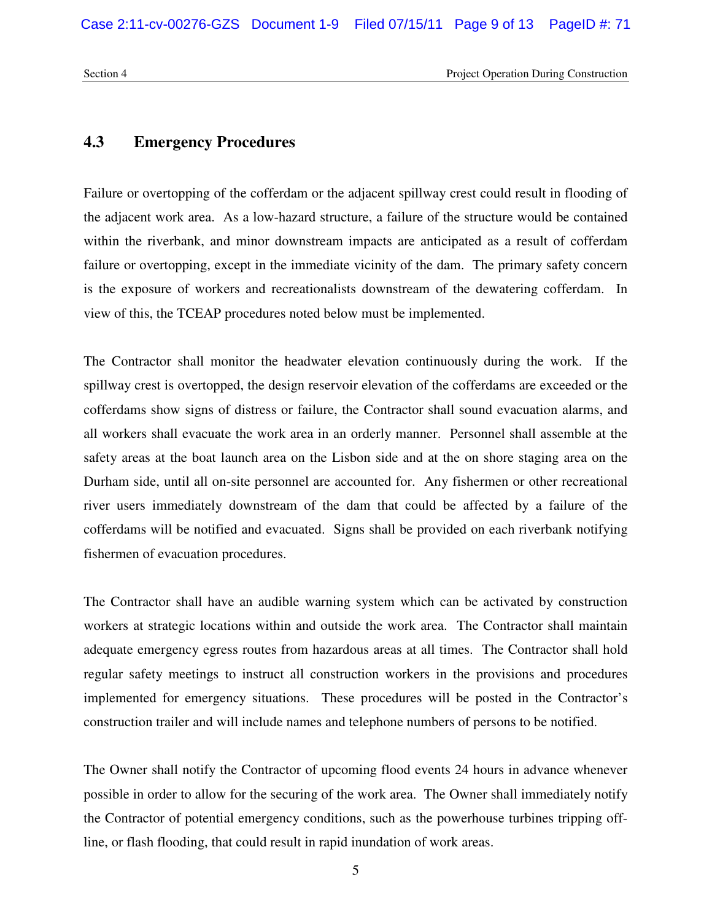## 4.3 Emergency Procedures

Failure or overtopping of the cofferdam or the adjacent spillway crest could result in flooding of the adjacent work area. As a low-hazard structure, a failure of the structure would be contained within the riverbank, and minor downstream impacts are anticipated as a result of cofferdam failure or overtopping, except in the immediate vicinity of the dam. The primary safety concern is the exposure of workers and recreationalists downstream of the dewatering cofferdam. In view of this, the TCEAP procedures noted below must be implemented.

The Contractor shall monitor the headwater elevation continuously during the work. If the spillway crest is overtopped, the design reservoir elevation of the cofferdams are exceeded or the cofferdams show signs of distress or failure, the Contractor shall sound evacuation alarms, and all workers shall evacuate the work area in an orderly manner. Personnel shall assemble at the safety areas at the boat launch area on the Lisbon side and at the on shore staging area on the Durham side, until all on-site personnel are accounted for. Any fishermen or other recreational river users immediately downstream of the dam that could be affected by a failure of the cofferdams will be notified and evacuated. Signs shall be provided on each riverbank notifying fishermen of evacuation procedures.

The Contractor shall have an audible warning system which can be activated by construction workers at strategic locations within and outside the work area. The Contractor shall maintain adequate emergency egress routes from hazardous areas at all times. The Contractor shall hold regular safety meetings to instruct all construction workers in the provisions and procedures implemented for emergency situations. These procedures will be posted in the Contractor's construction trailer and will include names and telephone numbers of persons to be notified.

The Owner shall notify the Contractor of upcoming flood events 24 hours in advance whenever possible in order to allow for the securing of the work area. The Owner shall immediately notify the Contractor of potential emergency conditions, such as the powerhouse turbines tripping off-line, or flash flooding, that could result in rapid inundation of work areas.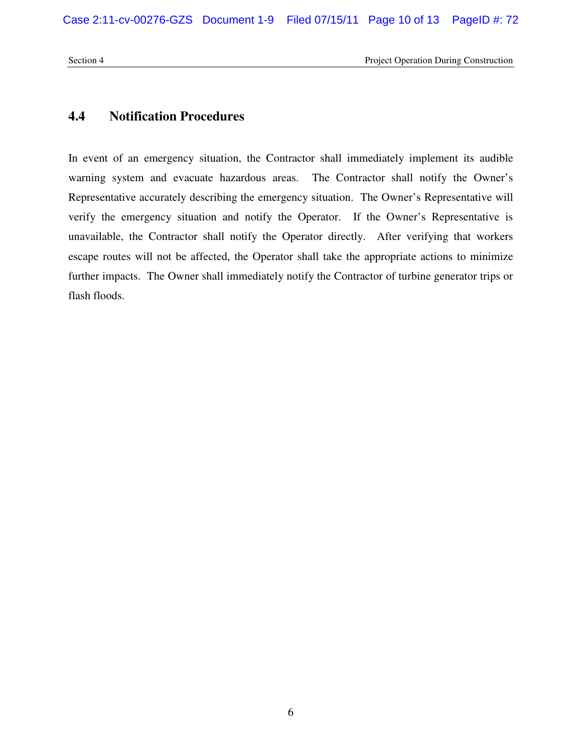## 4.4 Notification Procedures

In event of an emergency situation, the Contractor shall immediately implement its audible warning system and evacuate hazardous areas. The Contractor shall notify the Owner's Representative accurately describing the emergency situation. The Owner's Representative will verify the emergency situation and notify the Operator. If the Owner's Representative is unavailable, the Contractor shall notify the Operator directly. After verifying that workers escape routes will not be affected, the Operator shall take the appropriate actions to minimize further impacts. The Owner shall immediately notify the Contractor of turbine generator trips or flash floods.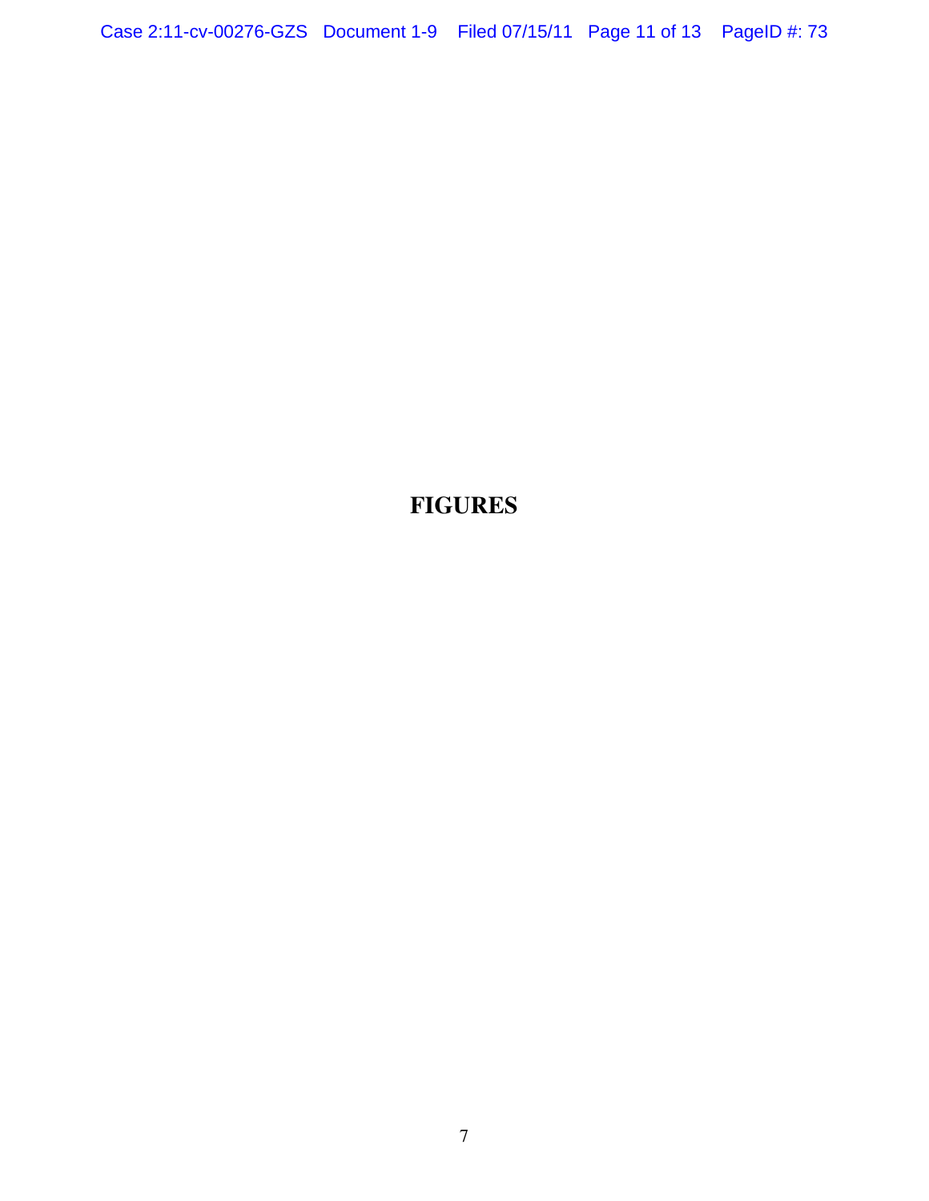# FIGURES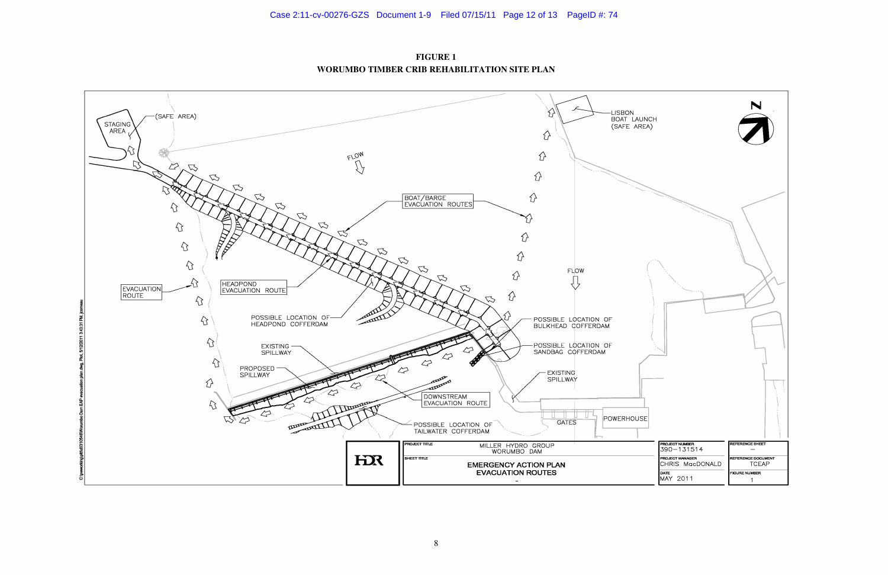**FIGURE 1**
**WORUMBO TIMBER CRIB REHABILITATION SITE PLAN**

STAGING AREA

(SAFE AREA)

LISBON BOAT LAUNCH (SAFE AREA)

FLOW

BOAT/BARGE EVACUATION ROUTES

EVACUATION ROUTE

HEADPOND EVACUATION ROUTE

FLOW

POSSIBLE LOCATION OF HEADPOND COFFERDAM

POSSIBLE LOCATION OF BULKHEAD COFFERDAM

EXISTING SPILLWAY

POSSIBLE LOCATION OF SANDBAG COFFERDAM

PROPOSED SPILLWAY

EXISTING SPILLWAY

DOWNSTREAM EVACUATION ROUTE

GATES

POWERHOUSE

POSSIBLE LOCATION OF TAILWATER COFFERDAM

| HDR | PROJECT TITLE: MILLER HYDRO GROUP WORUMBO DAM | PROJECT NUMBER: 390−131514 | REFERENCE SHEET: — |
|---|---|---|---|
| | SHEET TITLE: EMERGENCY ACTION PLAN EVACUATION ROUTES | PROJECT MANAGER: CHRIS MacDONALD | REFERENCE DOCUMENT: TCEAP |
| | | DATE: MAY 2011 | FIGURE NUMBER: 1 |

C:\pwworking\pt\d0310546\Worumbo Dam EAP evacuation plan.dwg, Plot: 5/12/2011 3:43:31 PM, jcomeau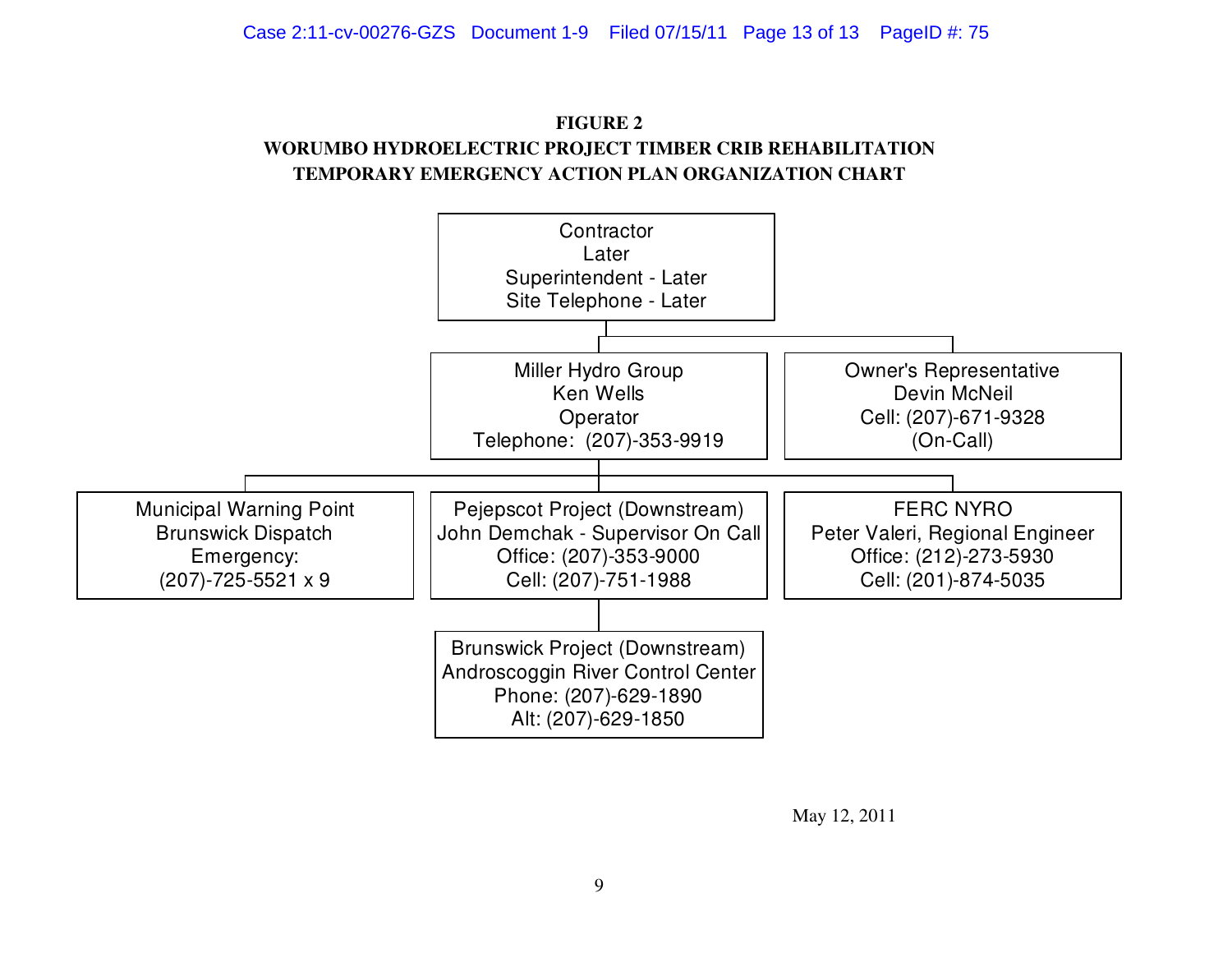**FIGURE 2**
**WORUMBO HYDROELECTRIC PROJECT TIMBER CRIB REHABILITATION**
**TEMPORARY EMERGENCY ACTION PLAN ORGANIZATION CHART**

Contractor
Later
Superintendent - Later
Site Telephone - Later

Miller Hydro Group
Ken Wells
Operator
Telephone: (207)-353-9919

Owner's Representative
Devin McNeil
Cell: (207)-671-9328
(On-Call)

Municipal Warning Point
Brunswick Dispatch
Emergency:
(207)-725-5521 x 9

Pejepscot Project (Downstream)
John Demchak - Supervisor On Call
Office: (207)-353-9000
Cell: (207)-751-1988

FERC NYRO
Peter Valeri, Regional Engineer
Office: (212)-273-5930
Cell: (201)-874-5035

Brunswick Project (Downstream)
Androscoggin River Control Center
Phone: (207)-629-1890
Alt: (207)-629-1850

May 12, 2011